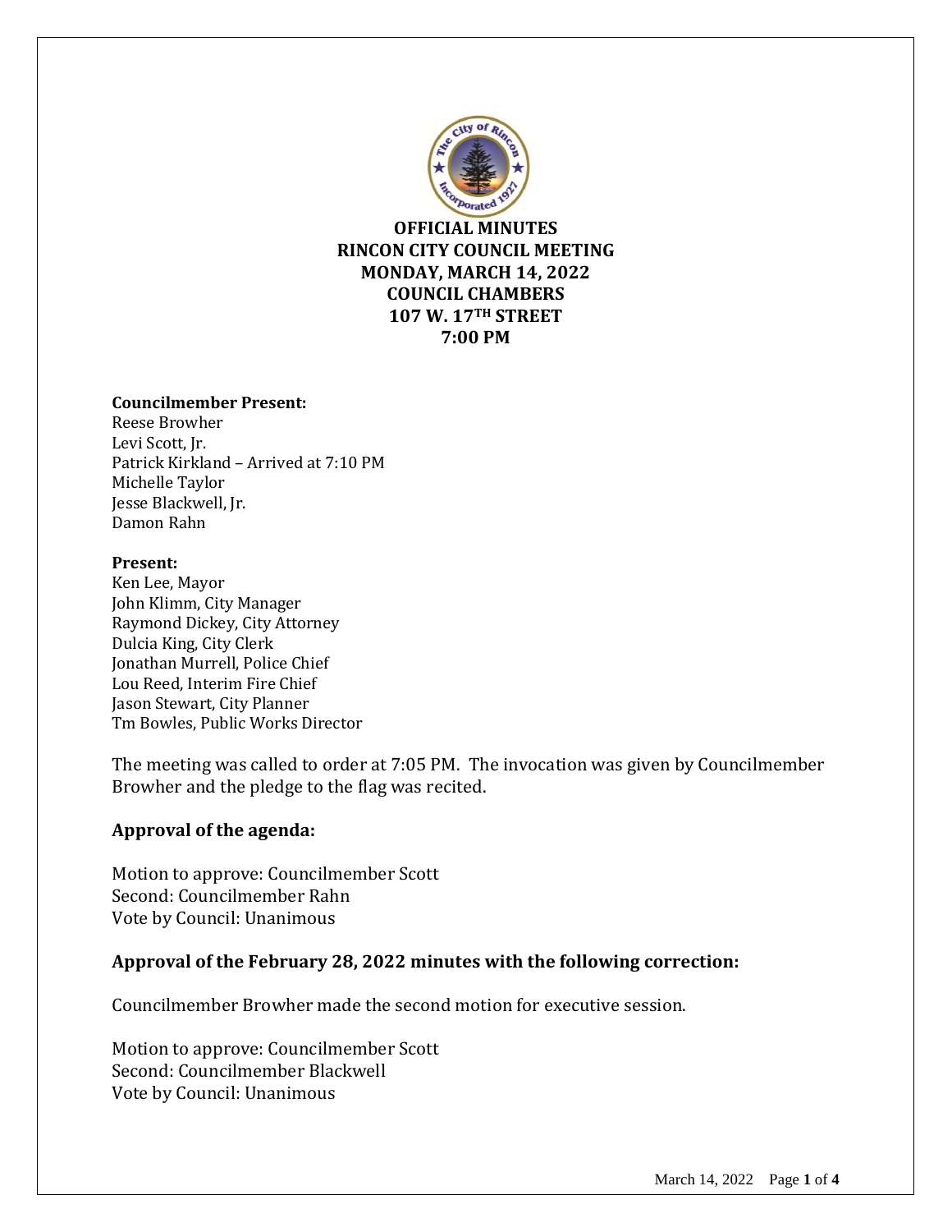# OFFICIAL MINUTES
# RINCON CITY COUNCIL MEETING
# MONDAY, MARCH 14, 2022
# COUNCIL CHAMBERS
# 107 W. 17TH STREET
# 7:00 PM

**Councilmember Present:**
Reese Browher
Levi Scott, Jr.
Patrick Kirkland – Arrived at 7:10 PM
Michelle Taylor
Jesse Blackwell, Jr.
Damon Rahn

**Present:**
Ken Lee, Mayor
John Klimm, City Manager
Raymond Dickey, City Attorney
Dulcia King, City Clerk
Jonathan Murrell, Police Chief
Lou Reed, Interim Fire Chief
Jason Stewart, City Planner
Tm Bowles, Public Works Director

The meeting was called to order at 7:05 PM. The invocation was given by Councilmember Browher and the pledge to the flag was recited.

## Approval of the agenda:

Motion to approve: Councilmember Scott
Second: Councilmember Rahn
Vote by Council: Unanimous

## Approval of the February 28, 2022 minutes with the following correction:

Councilmember Browher made the second motion for executive session.

Motion to approve: Councilmember Scott
Second: Councilmember Blackwell
Vote by Council: Unanimous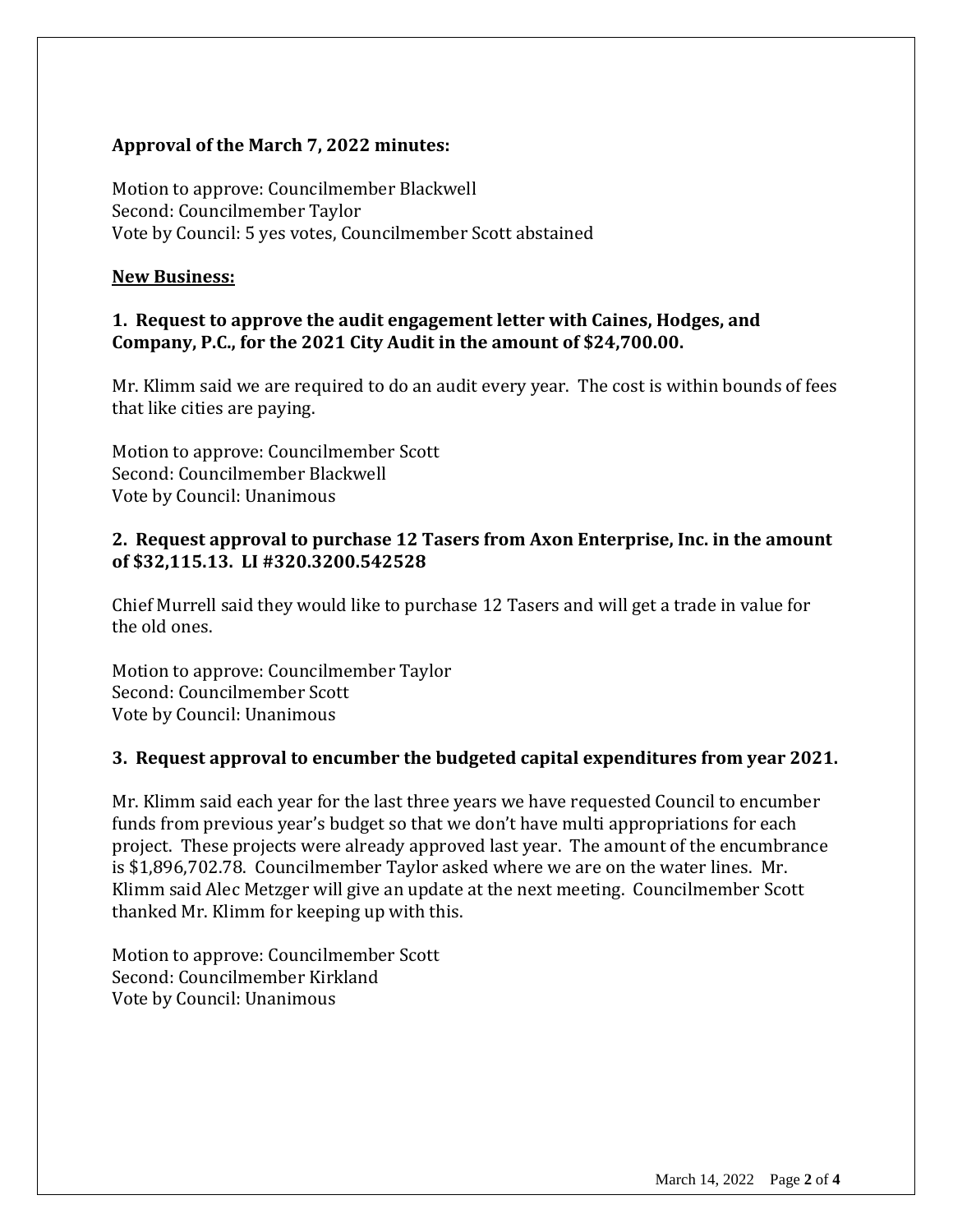**Approval of the March 7, 2022 minutes:**

Motion to approve: Councilmember Blackwell
Second: Councilmember Taylor
Vote by Council: 5 yes votes, Councilmember Scott abstained

**New Business:**

**1. Request to approve the audit engagement letter with Caines, Hodges, and Company, P.C., for the 2021 City Audit in the amount of $24,700.00.**

Mr. Klimm said we are required to do an audit every year. The cost is within bounds of fees that like cities are paying.

Motion to approve: Councilmember Scott
Second: Councilmember Blackwell
Vote by Council: Unanimous

**2. Request approval to purchase 12 Tasers from Axon Enterprise, Inc. in the amount of $32,115.13. LI #320.3200.542528**

Chief Murrell said they would like to purchase 12 Tasers and will get a trade in value for the old ones.

Motion to approve: Councilmember Taylor
Second: Councilmember Scott
Vote by Council: Unanimous

**3. Request approval to encumber the budgeted capital expenditures from year 2021.**

Mr. Klimm said each year for the last three years we have requested Council to encumber funds from previous year's budget so that we don't have multi appropriations for each project. These projects were already approved last year. The amount of the encumbrance is $1,896,702.78. Councilmember Taylor asked where we are on the water lines. Mr. Klimm said Alec Metzger will give an update at the next meeting. Councilmember Scott thanked Mr. Klimm for keeping up with this.

Motion to approve: Councilmember Scott
Second: Councilmember Kirkland
Vote by Council: Unanimous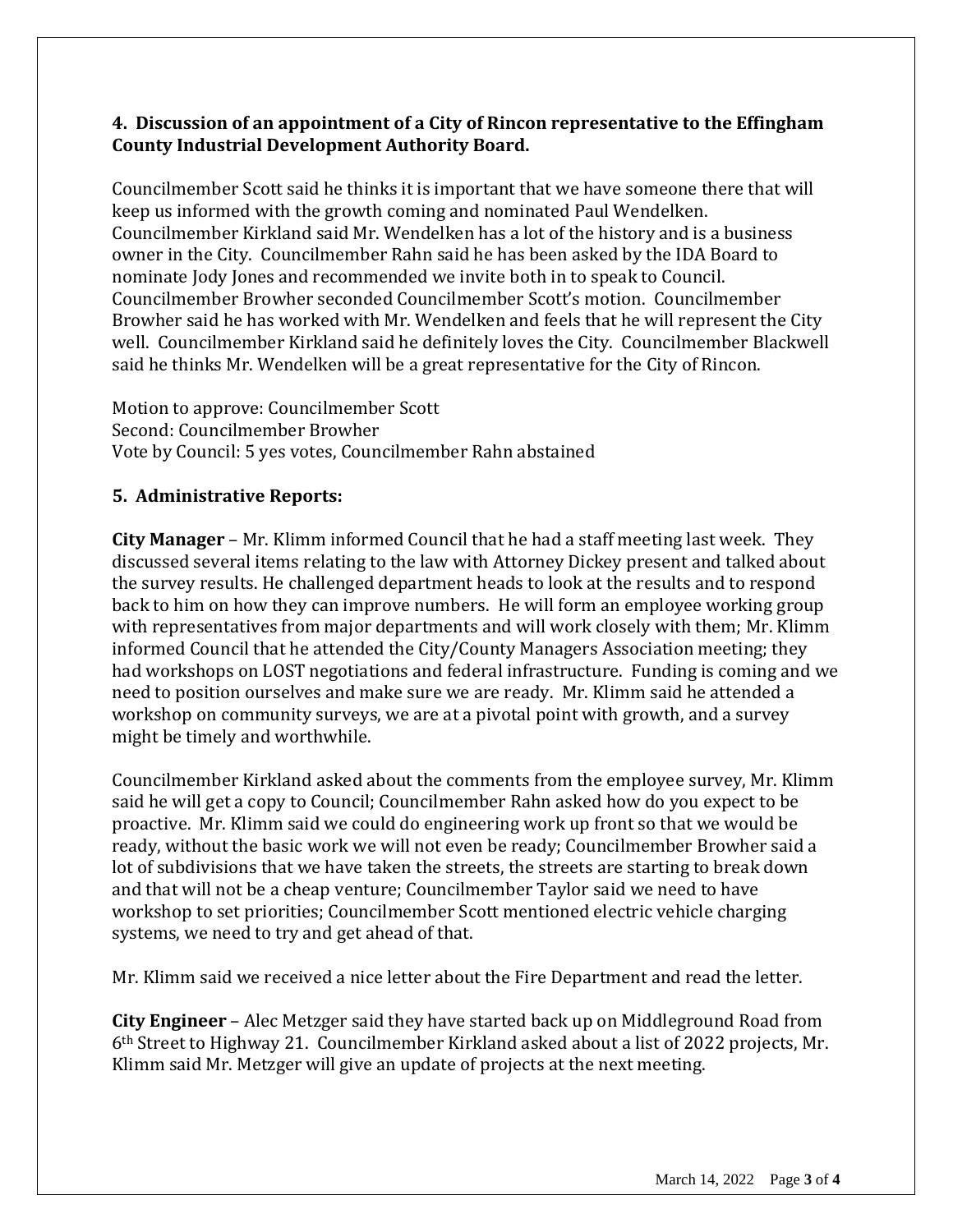**4. Discussion of an appointment of a City of Rincon representative to the Effingham County Industrial Development Authority Board.**

Councilmember Scott said he thinks it is important that we have someone there that will keep us informed with the growth coming and nominated Paul Wendelken. Councilmember Kirkland said Mr. Wendelken has a lot of the history and is a business owner in the City. Councilmember Rahn said he has been asked by the IDA Board to nominate Jody Jones and recommended we invite both in to speak to Council. Councilmember Browher seconded Councilmember Scott's motion. Councilmember Browher said he has worked with Mr. Wendelken and feels that he will represent the City well. Councilmember Kirkland said he definitely loves the City. Councilmember Blackwell said he thinks Mr. Wendelken will be a great representative for the City of Rincon.

Motion to approve: Councilmember Scott
Second: Councilmember Browher
Vote by Council: 5 yes votes, Councilmember Rahn abstained

**5. Administrative Reports:**

**City Manager** – Mr. Klimm informed Council that he had a staff meeting last week. They discussed several items relating to the law with Attorney Dickey present and talked about the survey results. He challenged department heads to look at the results and to respond back to him on how they can improve numbers. He will form an employee working group with representatives from major departments and will work closely with them; Mr. Klimm informed Council that he attended the City/County Managers Association meeting; they had workshops on LOST negotiations and federal infrastructure. Funding is coming and we need to position ourselves and make sure we are ready. Mr. Klimm said he attended a workshop on community surveys, we are at a pivotal point with growth, and a survey might be timely and worthwhile.

Councilmember Kirkland asked about the comments from the employee survey, Mr. Klimm said he will get a copy to Council; Councilmember Rahn asked how do you expect to be proactive. Mr. Klimm said we could do engineering work up front so that we would be ready, without the basic work we will not even be ready; Councilmember Browher said a lot of subdivisions that we have taken the streets, the streets are starting to break down and that will not be a cheap venture; Councilmember Taylor said we need to have workshop to set priorities; Councilmember Scott mentioned electric vehicle charging systems, we need to try and get ahead of that.

Mr. Klimm said we received a nice letter about the Fire Department and read the letter.

**City Engineer** – Alec Metzger said they have started back up on Middleground Road from 6th Street to Highway 21. Councilmember Kirkland asked about a list of 2022 projects, Mr. Klimm said Mr. Metzger will give an update of projects at the next meeting.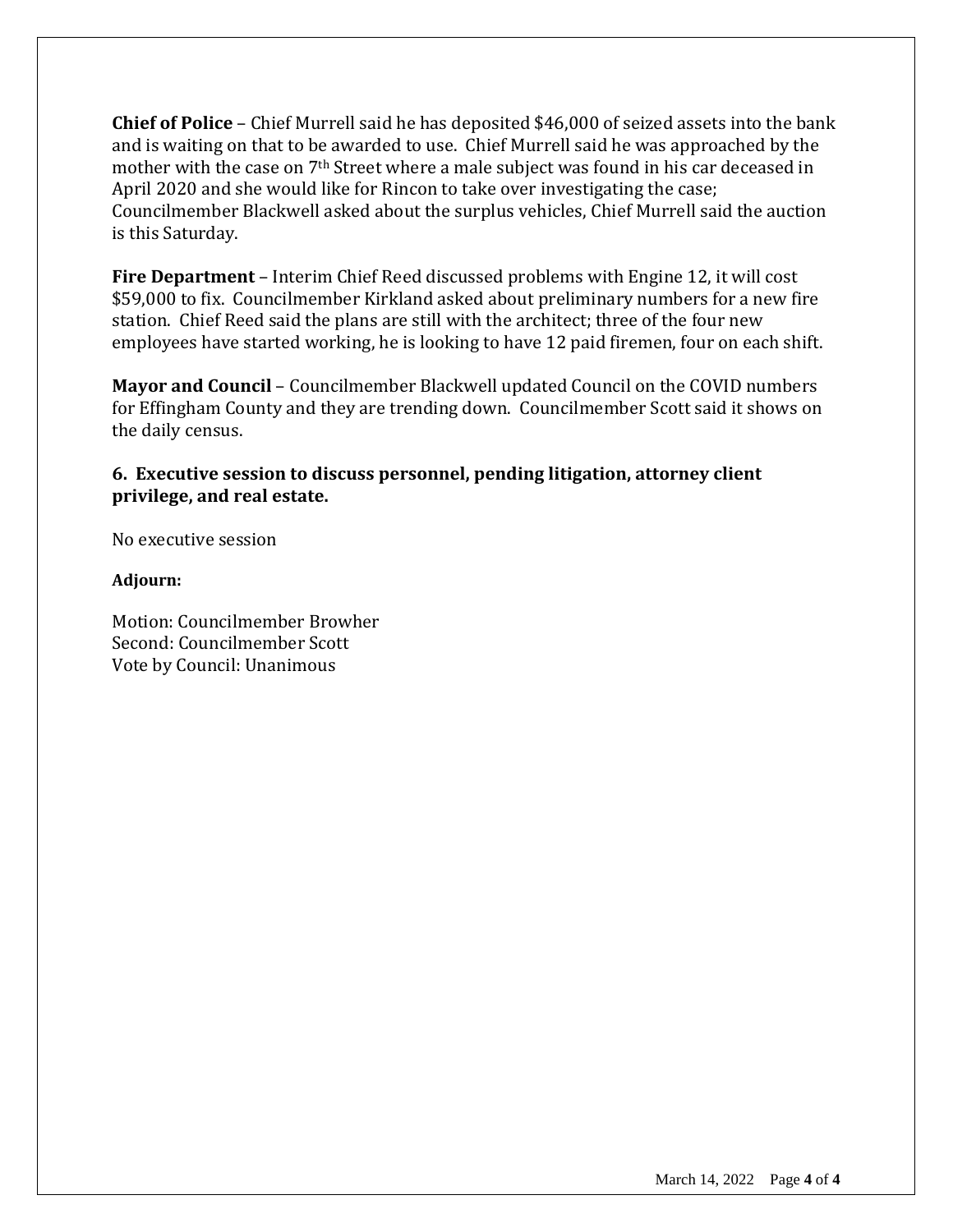**Chief of Police** – Chief Murrell said he has deposited $46,000 of seized assets into the bank and is waiting on that to be awarded to use. Chief Murrell said he was approached by the mother with the case on 7th Street where a male subject was found in his car deceased in April 2020 and she would like for Rincon to take over investigating the case; Councilmember Blackwell asked about the surplus vehicles, Chief Murrell said the auction is this Saturday.

**Fire Department** – Interim Chief Reed discussed problems with Engine 12, it will cost $59,000 to fix. Councilmember Kirkland asked about preliminary numbers for a new fire station. Chief Reed said the plans are still with the architect; three of the four new employees have started working, he is looking to have 12 paid firemen, four on each shift.

**Mayor and Council** – Councilmember Blackwell updated Council on the COVID numbers for Effingham County and they are trending down. Councilmember Scott said it shows on the daily census.

**6. Executive session to discuss personnel, pending litigation, attorney client privilege, and real estate.**

No executive session

**Adjourn:**

Motion: Councilmember Browher
Second: Councilmember Scott
Vote by Council: Unanimous